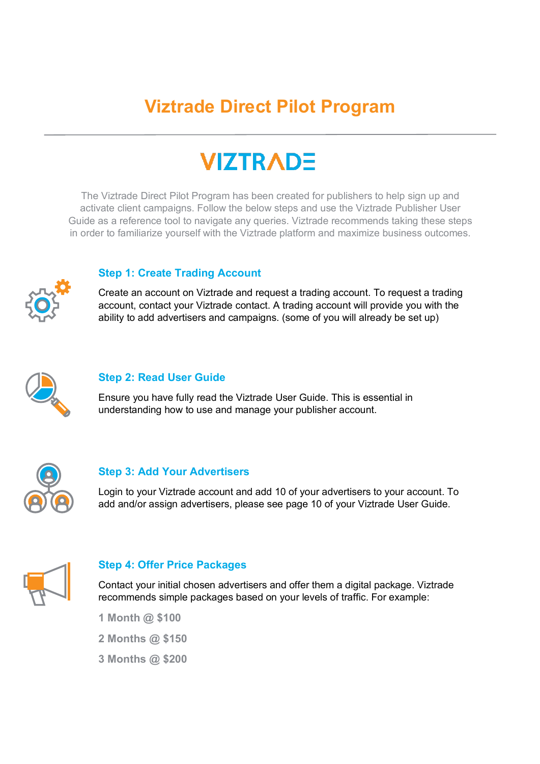# Viztrade Direct Pilot Program

VIZTRADE

The Viztrade Direct Pilot Program has been created for publishers to help sign up and activate client campaigns. Follow the below steps and use the Viztrade Publisher User Guide as a reference tool to navigate any queries. Viztrade recommends taking these steps in order to familiarize yourself with the Viztrade platform and maximize business outcomes.

## Step 1: Create Trading Account

Create an account on Viztrade and request a trading account. To request a trading account, contact your Viztrade contact. A trading account will provide you with the ability to add advertisers and campaigns. (some of you will already be set up)

## Step 2: Read User Guide

Ensure you have fully read the Viztrade User Guide. This is essential in understanding how to use and manage your publisher account.

## Step 3: Add Your Advertisers

Login to your Viztrade account and add 10 of your advertisers to your account. To add and/or assign advertisers, please see page 10 of your Viztrade User Guide.

## Step 4: Offer Price Packages

Contact your initial chosen advertisers and offer them a digital package. Viztrade recommends simple packages based on your levels of traffic. For example:

**1 Month @ $100**

**2 Months @ $150**

**3 Months @ $200**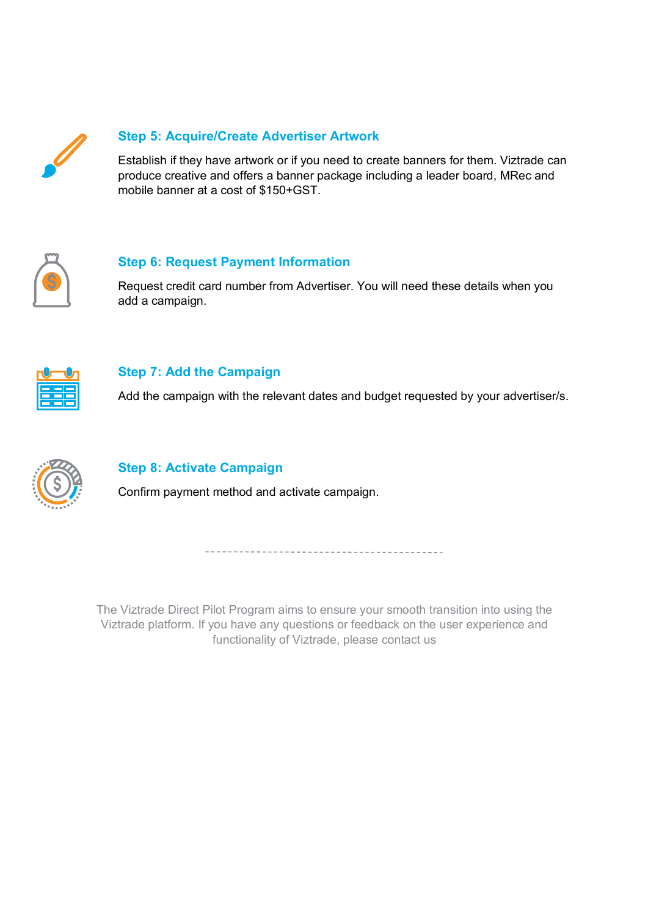### Step 5: Acquire/Create Advertiser Artwork

Establish if they have artwork or if you need to create banners for them. Viztrade can produce creative and offers a banner package including a leader board, MRec and mobile banner at a cost of $150+GST.

### Step 6: Request Payment Information

Request credit card number from Advertiser. You will need these details when you add a campaign.

### Step 7: Add the Campaign

Add the campaign with the relevant dates and budget requested by your advertiser/s.

### Step 8: Activate Campaign

Confirm payment method and activate campaign.

---

The Viztrade Direct Pilot Program aims to ensure your smooth transition into using the Viztrade platform. If you have any questions or feedback on the user experience and functionality of Viztrade, please contact us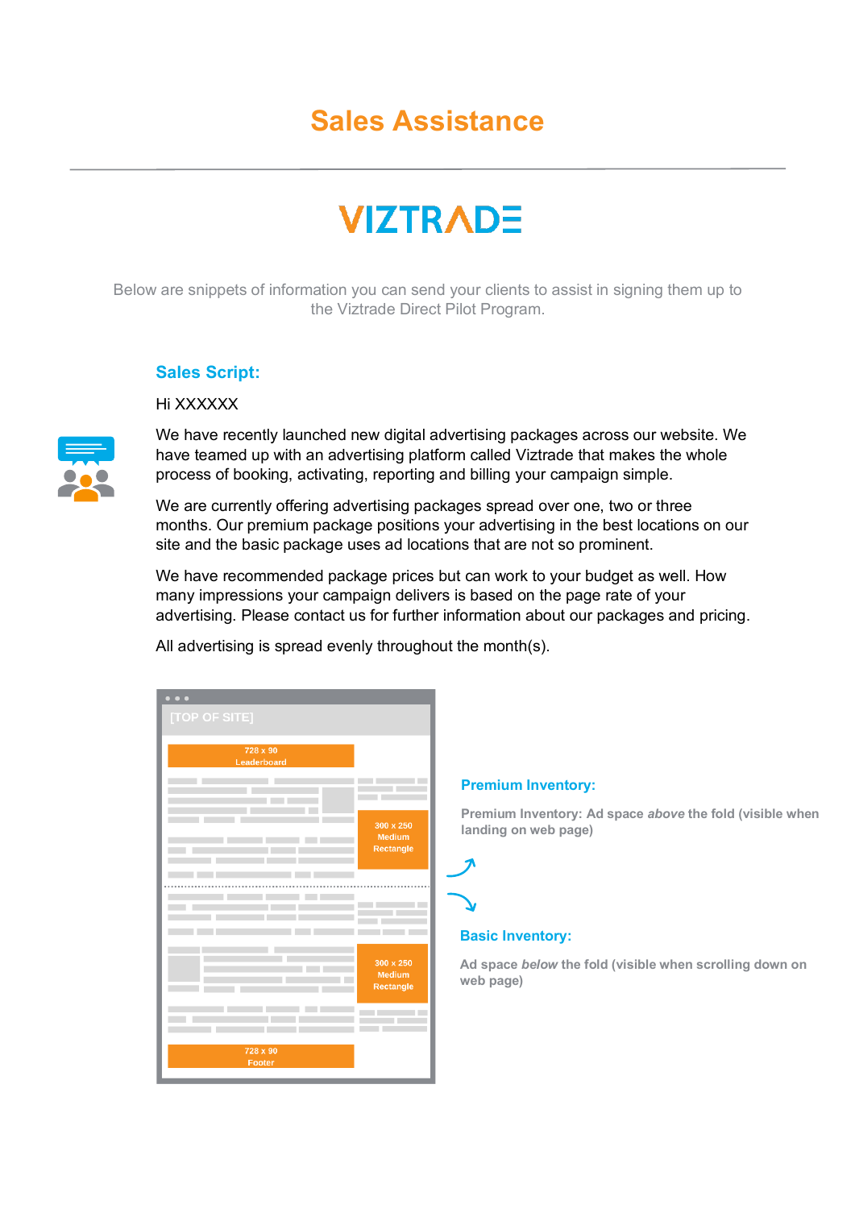# Sales Assistance

VIZTRADE

Below are snippets of information you can send your clients to assist in signing them up to the Viztrade Direct Pilot Program.

## Sales Script:

Hi XXXXXX

We have recently launched new digital advertising packages across our website. We have teamed up with an advertising platform called Viztrade that makes the whole process of booking, activating, reporting and billing your campaign simple.

We are currently offering advertising packages spread over one, two or three months. Our premium package positions your advertising in the best locations on our site and the basic package uses ad locations that are not so prominent.

We have recommended package prices but can work to your budget as well. How many impressions your campaign delivers is based on the page rate of your advertising. Please contact us for further information about our packages and pricing.

All advertising is spread evenly throughout the month(s).

[TOP OF SITE]

728 x 90 Leaderboard

300 x 250 Medium Rectangle

300 x 250 Medium Rectangle

728 x 90 Footer

### Premium Inventory:

Premium Inventory: Ad space *above* the fold (visible when landing on web page)

### Basic Inventory:

Ad space *below* the fold (visible when scrolling down on web page)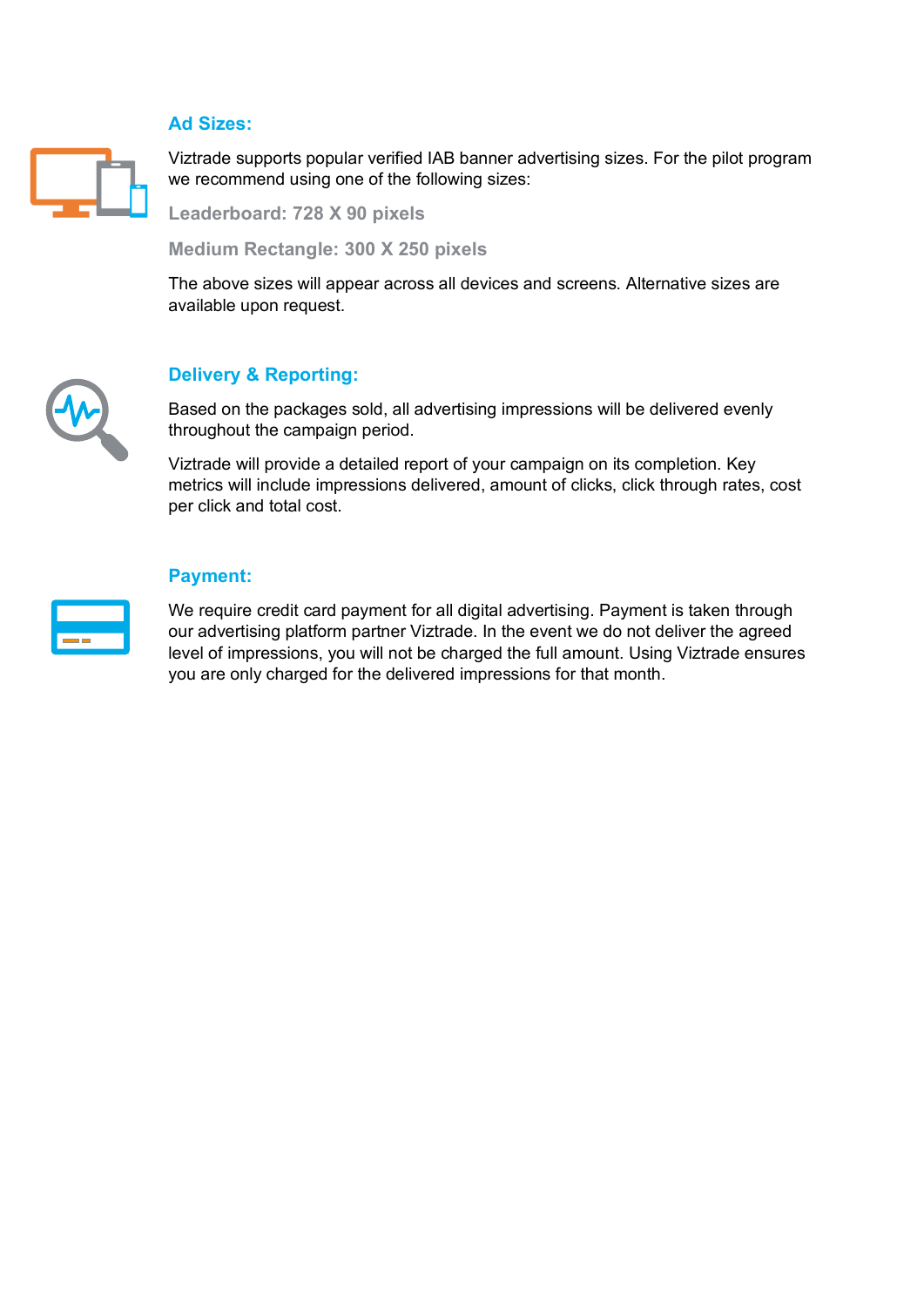## Ad Sizes:

Viztrade supports popular verified IAB banner advertising sizes. For the pilot program we recommend using one of the following sizes:

**Leaderboard: 728 X 90 pixels**

**Medium Rectangle: 300 X 250 pixels**

The above sizes will appear across all devices and screens. Alternative sizes are available upon request.

## Delivery & Reporting:

Based on the packages sold, all advertising impressions will be delivered evenly throughout the campaign period.

Viztrade will provide a detailed report of your campaign on its completion. Key metrics will include impressions delivered, amount of clicks, click through rates, cost per click and total cost.

## Payment:

We require credit card payment for all digital advertising. Payment is taken through our advertising platform partner Viztrade. In the event we do not deliver the agreed level of impressions, you will not be charged the full amount. Using Viztrade ensures you are only charged for the delivered impressions for that month.